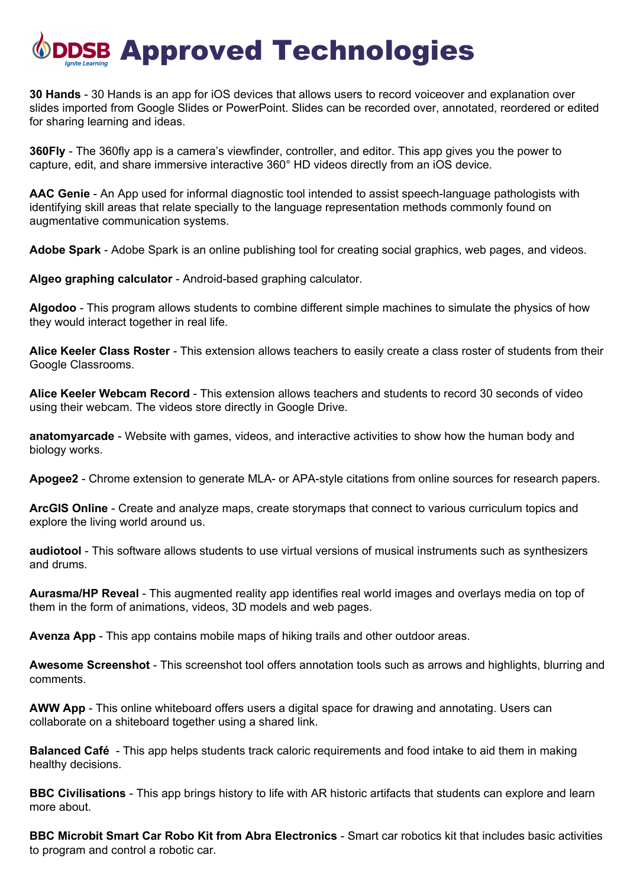# DDSB Approved Technologies

**30 Hands** - 30 Hands is an app for iOS devices that allows users to record voiceover and explanation over slides imported from Google Slides or PowerPoint. Slides can be recorded over, annotated, reordered or edited for sharing learning and ideas.

**360Fly** - The 360fly app is a camera's viewfinder, controller, and editor. This app gives you the power to capture, edit, and share immersive interactive 360° HD videos directly from an iOS device.

**AAC Genie** - An App used for informal diagnostic tool intended to assist speech-language pathologists with identifying skill areas that relate specially to the language representation methods commonly found on augmentative communication systems.

**Adobe Spark** - Adobe Spark is an online publishing tool for creating social graphics, web pages, and videos.

**Algeo graphing calculator** - Android-based graphing calculator.

**Algodoo** - This program allows students to combine different simple machines to simulate the physics of how they would interact together in real life.

**Alice Keeler Class Roster** - This extension allows teachers to easily create a class roster of students from their Google Classrooms.

**Alice Keeler Webcam Record** - This extension allows teachers and students to record 30 seconds of video using their webcam. The videos store directly in Google Drive.

**anatomyarcade** - Website with games, videos, and interactive activities to show how the human body and biology works.

**Apogee2** - Chrome extension to generate MLA- or APA-style citations from online sources for research papers.

**ArcGIS Online** - Create and analyze maps, create storymaps that connect to various curriculum topics and explore the living world around us.

**audiotool** - This software allows students to use virtual versions of musical instruments such as synthesizers and drums.

**Aurasma/HP Reveal** - This augmented reality app identifies real world images and overlays media on top of them in the form of animations, videos, 3D models and web pages.

**Avenza App** - This app contains mobile maps of hiking trails and other outdoor areas.

**Awesome Screenshot** - This screenshot tool offers annotation tools such as arrows and highlights, blurring and comments.

**AWW App** - This online whiteboard offers users a digital space for drawing and annotating. Users can collaborate on a shiteboard together using a shared link.

**Balanced Café** - This app helps students track caloric requirements and food intake to aid them in making healthy decisions.

**BBC Civilisations** - This app brings history to life with AR historic artifacts that students can explore and learn more about.

**BBC Microbit Smart Car Robo Kit from Abra Electronics** - Smart car robotics kit that includes basic activities to program and control a robotic car.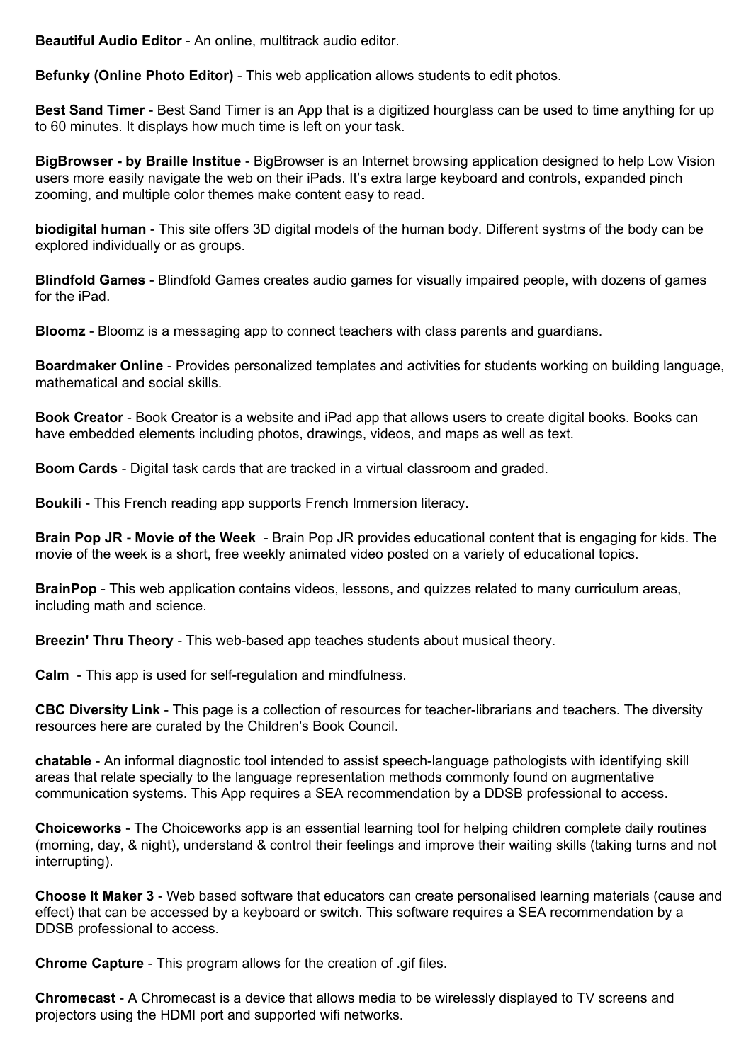**Beautiful Audio Editor** - An online, multitrack audio editor.

**Befunky (Online Photo Editor)** - This web application allows students to edit photos.

**Best Sand Timer** - Best Sand Timer is an App that is a digitized hourglass can be used to time anything for up to 60 minutes. It displays how much time is left on your task.

**BigBrowser - by Braille Institue** - BigBrowser is an Internet browsing application designed to help Low Vision users more easily navigate the web on their iPads. It's extra large keyboard and controls, expanded pinch zooming, and multiple color themes make content easy to read.

**biodigital human** - This site offers 3D digital models of the human body. Different systms of the body can be explored individually or as groups.

**Blindfold Games** - Blindfold Games creates audio games for visually impaired people, with dozens of games for the iPad.

**Bloomz** - Bloomz is a messaging app to connect teachers with class parents and guardians.

**Boardmaker Online** - Provides personalized templates and activities for students working on building language, mathematical and social skills.

**Book Creator** - Book Creator is a website and iPad app that allows users to create digital books. Books can have embedded elements including photos, drawings, videos, and maps as well as text.

**Boom Cards** - Digital task cards that are tracked in a virtual classroom and graded.

**Boukili** - This French reading app supports French Immersion literacy.

**Brain Pop JR - Movie of the Week** - Brain Pop JR provides educational content that is engaging for kids. The movie of the week is a short, free weekly animated video posted on a variety of educational topics.

**BrainPop** - This web application contains videos, lessons, and quizzes related to many curriculum areas, including math and science.

**Breezin' Thru Theory** - This web-based app teaches students about musical theory.

**Calm** - This app is used for self-regulation and mindfulness.

**CBC Diversity Link** - This page is a collection of resources for teacher-librarians and teachers. The diversity resources here are curated by the Children's Book Council.

**chatable** - An informal diagnostic tool intended to assist speech-language pathologists with identifying skill areas that relate specially to the language representation methods commonly found on augmentative communication systems. This App requires a SEA recommendation by a DDSB professional to access.

**Choiceworks** - The Choiceworks app is an essential learning tool for helping children complete daily routines (morning, day, & night), understand & control their feelings and improve their waiting skills (taking turns and not interrupting).

**Choose It Maker 3** - Web based software that educators can create personalised learning materials (cause and effect) that can be accessed by a keyboard or switch. This software requires a SEA recommendation by a DDSB professional to access.

**Chrome Capture** - This program allows for the creation of .gif files.

**Chromecast** - A Chromecast is a device that allows media to be wirelessly displayed to TV screens and projectors using the HDMI port and supported wifi networks.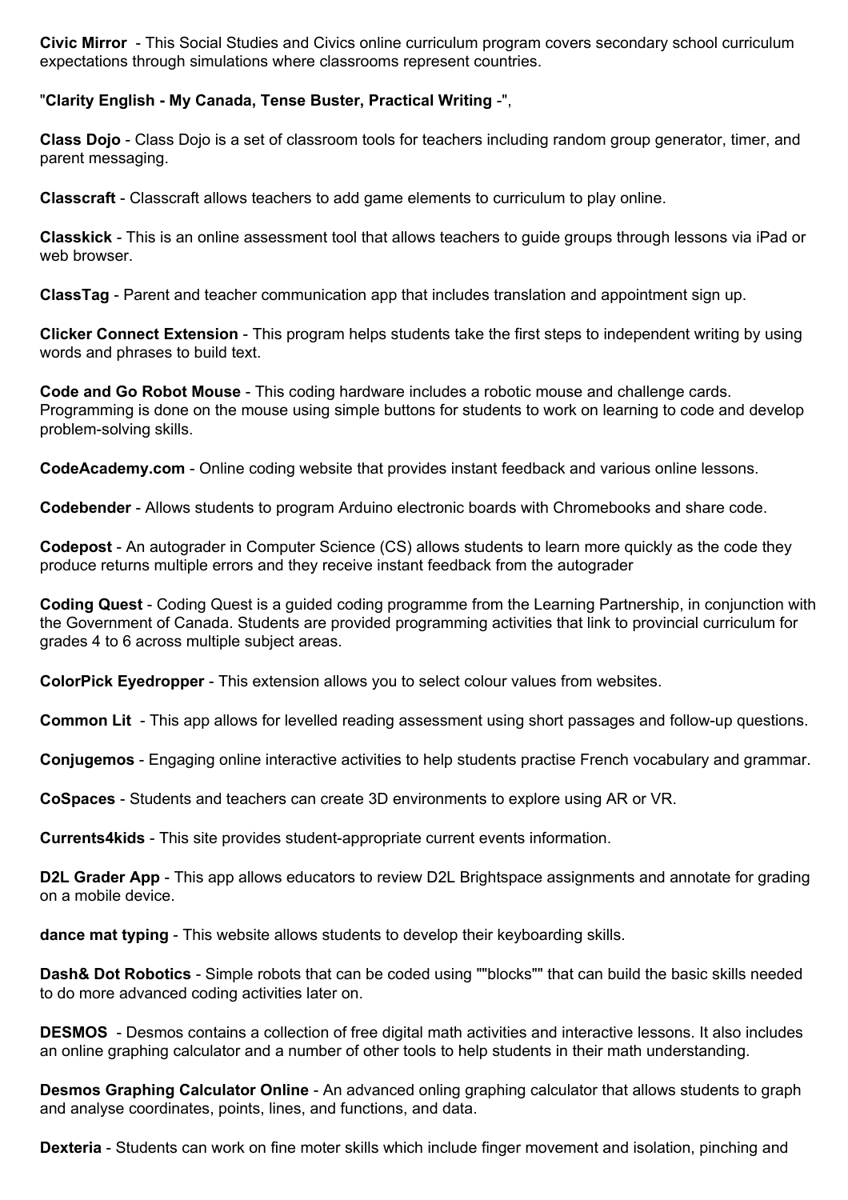**Civic Mirror** - This Social Studies and Civics online curriculum program covers secondary school curriculum expectations through simulations where classrooms represent countries.

"**Clarity English - My Canada, Tense Buster, Practical Writing** -",

**Class Dojo** - Class Dojo is a set of classroom tools for teachers including random group generator, timer, and parent messaging.

**Classcraft** - Classcraft allows teachers to add game elements to curriculum to play online.

**Classkick** - This is an online assessment tool that allows teachers to guide groups through lessons via iPad or web browser.

**ClassTag** - Parent and teacher communication app that includes translation and appointment sign up.

**Clicker Connect Extension** - This program helps students take the first steps to independent writing by using words and phrases to build text.

**Code and Go Robot Mouse** - This coding hardware includes a robotic mouse and challenge cards. Programming is done on the mouse using simple buttons for students to work on learning to code and develop problem-solving skills.

**CodeAcademy.com** - Online coding website that provides instant feedback and various online lessons.

**Codebender** - Allows students to program Arduino electronic boards with Chromebooks and share code.

**Codepost** - An autograder in Computer Science (CS) allows students to learn more quickly as the code they produce returns multiple errors and they receive instant feedback from the autograder

**Coding Quest** - Coding Quest is a guided coding programme from the Learning Partnership, in conjunction with the Government of Canada. Students are provided programming activities that link to provincial curriculum for grades 4 to 6 across multiple subject areas.

**ColorPick Eyedropper** - This extension allows you to select colour values from websites.

**Common Lit** - This app allows for levelled reading assessment using short passages and follow-up questions.

**Conjugemos** - Engaging online interactive activities to help students practise French vocabulary and grammar.

**CoSpaces** - Students and teachers can create 3D environments to explore using AR or VR.

**Currents4kids** - This site provides student-appropriate current events information.

**D2L Grader App** - This app allows educators to review D2L Brightspace assignments and annotate for grading on a mobile device.

**dance mat typing** - This website allows students to develop their keyboarding skills.

**Dash& Dot Robotics** - Simple robots that can be coded using ""blocks"" that can build the basic skills needed to do more advanced coding activities later on.

**DESMOS** - Desmos contains a collection of free digital math activities and interactive lessons. It also includes an online graphing calculator and a number of other tools to help students in their math understanding.

**Desmos Graphing Calculator Online** - An advanced onling graphing calculator that allows students to graph and analyse coordinates, points, lines, and functions, and data.

**Dexteria** - Students can work on fine moter skills which include finger movement and isolation, pinching and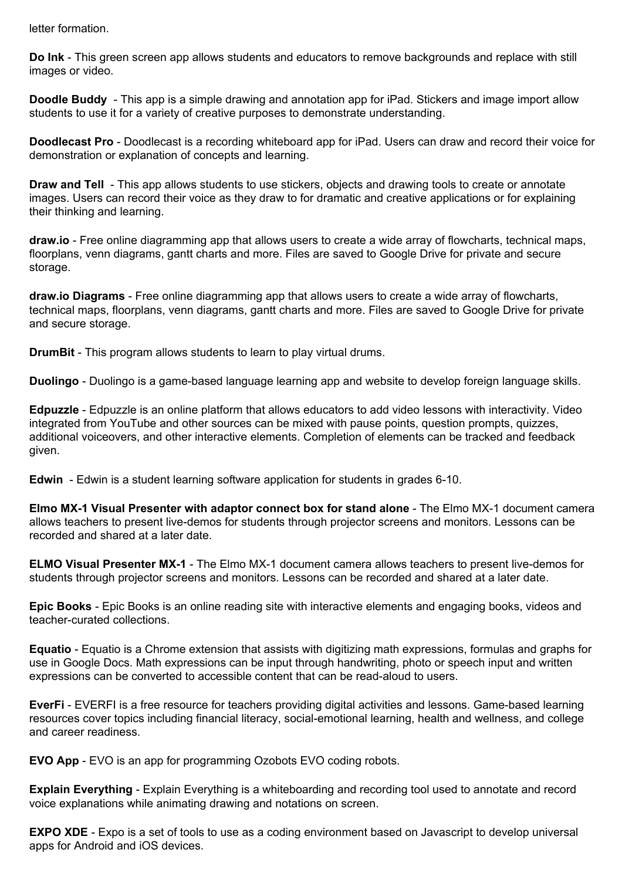letter formation.

**Do Ink** - This green screen app allows students and educators to remove backgrounds and replace with still images or video.

**Doodle Buddy** - This app is a simple drawing and annotation app for iPad. Stickers and image import allow students to use it for a variety of creative purposes to demonstrate understanding.

**Doodlecast Pro** - Doodlecast is a recording whiteboard app for iPad. Users can draw and record their voice for demonstration or explanation of concepts and learning.

**Draw and Tell** - This app allows students to use stickers, objects and drawing tools to create or annotate images. Users can record their voice as they draw to for dramatic and creative applications or for explaining their thinking and learning.

**draw.io** - Free online diagramming app that allows users to create a wide array of flowcharts, technical maps, floorplans, venn diagrams, gantt charts and more. Files are saved to Google Drive for private and secure storage.

**draw.io Diagrams** - Free online diagramming app that allows users to create a wide array of flowcharts, technical maps, floorplans, venn diagrams, gantt charts and more. Files are saved to Google Drive for private and secure storage.

**DrumBit** - This program allows students to learn to play virtual drums.

**Duolingo** - Duolingo is a game-based language learning app and website to develop foreign language skills.

**Edpuzzle** - Edpuzzle is an online platform that allows educators to add video lessons with interactivity. Video integrated from YouTube and other sources can be mixed with pause points, question prompts, quizzes, additional voiceovers, and other interactive elements. Completion of elements can be tracked and feedback given.

**Edwin** - Edwin is a student learning software application for students in grades 6-10.

**Elmo MX-1 Visual Presenter with adaptor connect box for stand alone** - The Elmo MX-1 document camera allows teachers to present live-demos for students through projector screens and monitors. Lessons can be recorded and shared at a later date.

**ELMO Visual Presenter MX-1** - The Elmo MX-1 document camera allows teachers to present live-demos for students through projector screens and monitors. Lessons can be recorded and shared at a later date.

**Epic Books** - Epic Books is an online reading site with interactive elements and engaging books, videos and teacher-curated collections.

**Equatio** - Equatio is a Chrome extension that assists with digitizing math expressions, formulas and graphs for use in Google Docs. Math expressions can be input through handwriting, photo or speech input and written expressions can be converted to accessible content that can be read-aloud to users.

**EverFi** - EVERFI is a free resource for teachers providing digital activities and lessons. Game-based learning resources cover topics including financial literacy, social-emotional learning, health and wellness, and college and career readiness.

**EVO App** - EVO is an app for programming Ozobots EVO coding robots.

**Explain Everything** - Explain Everything is a whiteboarding and recording tool used to annotate and record voice explanations while animating drawing and notations on screen.

**EXPO XDE** - Expo is a set of tools to use as a coding environment based on Javascript to develop universal apps for Android and iOS devices.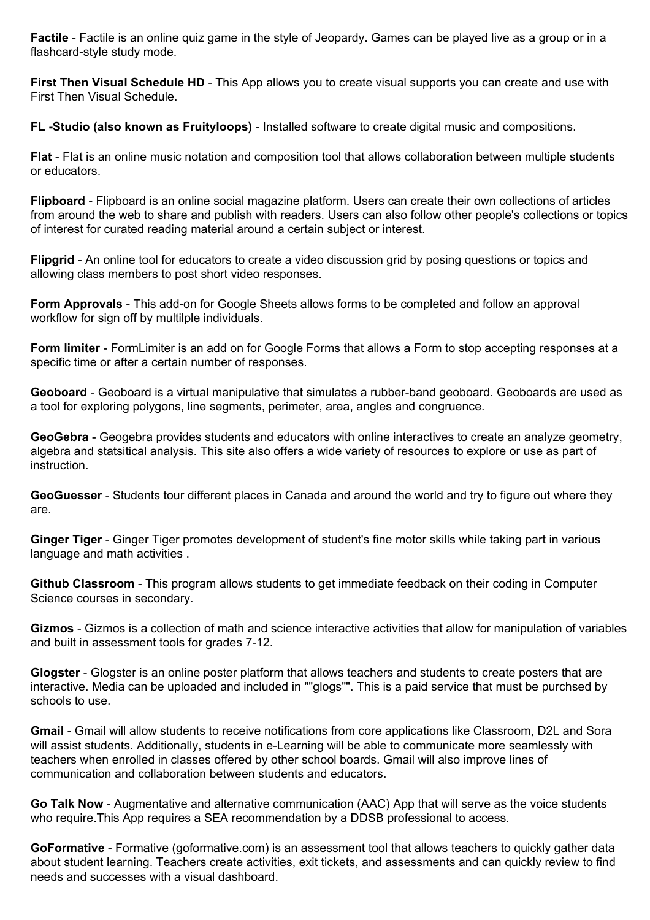**Factile** - Factile is an online quiz game in the style of Jeopardy. Games can be played live as a group or in a flashcard-style study mode.

**First Then Visual Schedule HD** - This App allows you to create visual supports you can create and use with First Then Visual Schedule.

**FL -Studio (also known as Fruityloops)** - Installed software to create digital music and compositions.

**Flat** - Flat is an online music notation and composition tool that allows collaboration between multiple students or educators.

**Flipboard** - Flipboard is an online social magazine platform. Users can create their own collections of articles from around the web to share and publish with readers. Users can also follow other people's collections or topics of interest for curated reading material around a certain subject or interest.

**Flipgrid** - An online tool for educators to create a video discussion grid by posing questions or topics and allowing class members to post short video responses.

**Form Approvals** - This add-on for Google Sheets allows forms to be completed and follow an approval workflow for sign off by multilple individuals.

**Form limiter** - FormLimiter is an add on for Google Forms that allows a Form to stop accepting responses at a specific time or after a certain number of responses.

**Geoboard** - Geoboard is a virtual manipulative that simulates a rubber-band geoboard. Geoboards are used as a tool for exploring polygons, line segments, perimeter, area, angles and congruence.

**GeoGebra** - Geogebra provides students and educators with online interactives to create an analyze geometry, algebra and statsitical analysis. This site also offers a wide variety of resources to explore or use as part of instruction.

**GeoGuesser** - Students tour different places in Canada and around the world and try to figure out where they are.

**Ginger Tiger** - Ginger Tiger promotes development of student's fine motor skills while taking part in various language and math activities .

**Github Classroom** - This program allows students to get immediate feedback on their coding in Computer Science courses in secondary.

**Gizmos** - Gizmos is a collection of math and science interactive activities that allow for manipulation of variables and built in assessment tools for grades 7-12.

**Glogster** - Glogster is an online poster platform that allows teachers and students to create posters that are interactive. Media can be uploaded and included in ""glogs"". This is a paid service that must be purchsed by schools to use.

**Gmail** - Gmail will allow students to receive notifications from core applications like Classroom, D2L and Sora will assist students. Additionally, students in e-Learning will be able to communicate more seamlessly with teachers when enrolled in classes offered by other school boards. Gmail will also improve lines of communication and collaboration between students and educators.

**Go Talk Now** - Augmentative and alternative communication (AAC) App that will serve as the voice students who require.This App requires a SEA recommendation by a DDSB professional to access.

**GoFormative** - Formative (goformative.com) is an assessment tool that allows teachers to quickly gather data about student learning. Teachers create activities, exit tickets, and assessments and can quickly review to find needs and successes with a visual dashboard.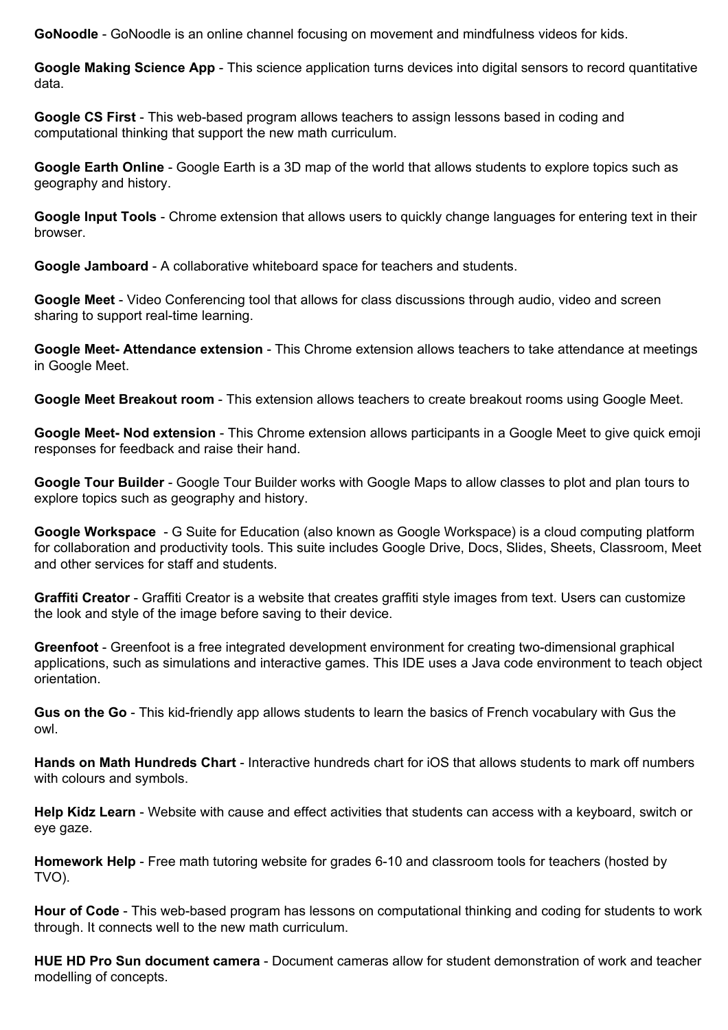**GoNoodle** - GoNoodle is an online channel focusing on movement and mindfulness videos for kids.

**Google Making Science App** - This science application turns devices into digital sensors to record quantitative data.

**Google CS First** - This web-based program allows teachers to assign lessons based in coding and computational thinking that support the new math curriculum.

**Google Earth Online** - Google Earth is a 3D map of the world that allows students to explore topics such as geography and history.

**Google Input Tools** - Chrome extension that allows users to quickly change languages for entering text in their browser.

**Google Jamboard** - A collaborative whiteboard space for teachers and students.

**Google Meet** - Video Conferencing tool that allows for class discussions through audio, video and screen sharing to support real-time learning.

**Google Meet- Attendance extension** - This Chrome extension allows teachers to take attendance at meetings in Google Meet.

**Google Meet Breakout room** - This extension allows teachers to create breakout rooms using Google Meet.

**Google Meet- Nod extension** - This Chrome extension allows participants in a Google Meet to give quick emoji responses for feedback and raise their hand.

**Google Tour Builder** - Google Tour Builder works with Google Maps to allow classes to plot and plan tours to explore topics such as geography and history.

**Google Workspace** - G Suite for Education (also known as Google Workspace) is a cloud computing platform for collaboration and productivity tools. This suite includes Google Drive, Docs, Slides, Sheets, Classroom, Meet and other services for staff and students.

**Graffiti Creator** - Graffiti Creator is a website that creates graffiti style images from text. Users can customize the look and style of the image before saving to their device.

**Greenfoot** - Greenfoot is a free integrated development environment for creating two-dimensional graphical applications, such as simulations and interactive games. This IDE uses a Java code environment to teach object orientation.

**Gus on the Go** - This kid-friendly app allows students to learn the basics of French vocabulary with Gus the owl.

**Hands on Math Hundreds Chart** - Interactive hundreds chart for iOS that allows students to mark off numbers with colours and symbols.

**Help Kidz Learn** - Website with cause and effect activities that students can access with a keyboard, switch or eye gaze.

**Homework Help** - Free math tutoring website for grades 6-10 and classroom tools for teachers (hosted by TVO).

**Hour of Code** - This web-based program has lessons on computational thinking and coding for students to work through. It connects well to the new math curriculum.

**HUE HD Pro Sun document camera** - Document cameras allow for student demonstration of work and teacher modelling of concepts.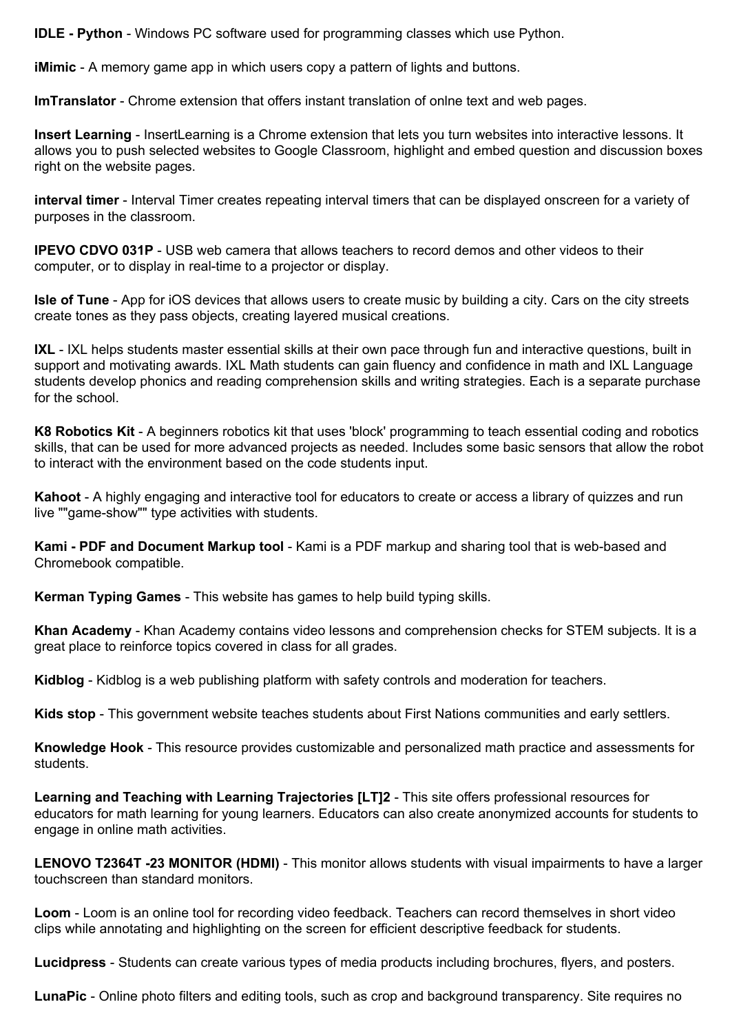**IDLE - Python** - Windows PC software used for programming classes which use Python.

**iMimic** - A memory game app in which users copy a pattern of lights and buttons.

**ImTranslator** - Chrome extension that offers instant translation of onlne text and web pages.

**Insert Learning** - InsertLearning is a Chrome extension that lets you turn websites into interactive lessons. It allows you to push selected websites to Google Classroom, highlight and embed question and discussion boxes right on the website pages.

**interval timer** - Interval Timer creates repeating interval timers that can be displayed onscreen for a variety of purposes in the classroom.

**IPEVO CDVO 031P** - USB web camera that allows teachers to record demos and other videos to their computer, or to display in real-time to a projector or display.

**Isle of Tune** - App for iOS devices that allows users to create music by building a city. Cars on the city streets create tones as they pass objects, creating layered musical creations.

**IXL** - IXL helps students master essential skills at their own pace through fun and interactive questions, built in support and motivating awards. IXL Math students can gain fluency and confidence in math and IXL Language students develop phonics and reading comprehension skills and writing strategies. Each is a separate purchase for the school.

**K8 Robotics Kit** - A beginners robotics kit that uses 'block' programming to teach essential coding and robotics skills, that can be used for more advanced projects as needed. Includes some basic sensors that allow the robot to interact with the environment based on the code students input.

**Kahoot** - A highly engaging and interactive tool for educators to create or access a library of quizzes and run live ""game-show"" type activities with students.

**Kami - PDF and Document Markup tool** - Kami is a PDF markup and sharing tool that is web-based and Chromebook compatible.

**Kerman Typing Games** - This website has games to help build typing skills.

**Khan Academy** - Khan Academy contains video lessons and comprehension checks for STEM subjects. It is a great place to reinforce topics covered in class for all grades.

**Kidblog** - Kidblog is a web publishing platform with safety controls and moderation for teachers.

**Kids stop** - This government website teaches students about First Nations communities and early settlers.

**Knowledge Hook** - This resource provides customizable and personalized math practice and assessments for students.

**Learning and Teaching with Learning Trajectories [LT]2** - This site offers professional resources for educators for math learning for young learners. Educators can also create anonymized accounts for students to engage in online math activities.

**LENOVO T2364T -23 MONITOR (HDMI)** - This monitor allows students with visual impairments to have a larger touchscreen than standard monitors.

**Loom** - Loom is an online tool for recording video feedback. Teachers can record themselves in short video clips while annotating and highlighting on the screen for efficient descriptive feedback for students.

**Lucidpress** - Students can create various types of media products including brochures, flyers, and posters.

**LunaPic** - Online photo filters and editing tools, such as crop and background transparency. Site requires no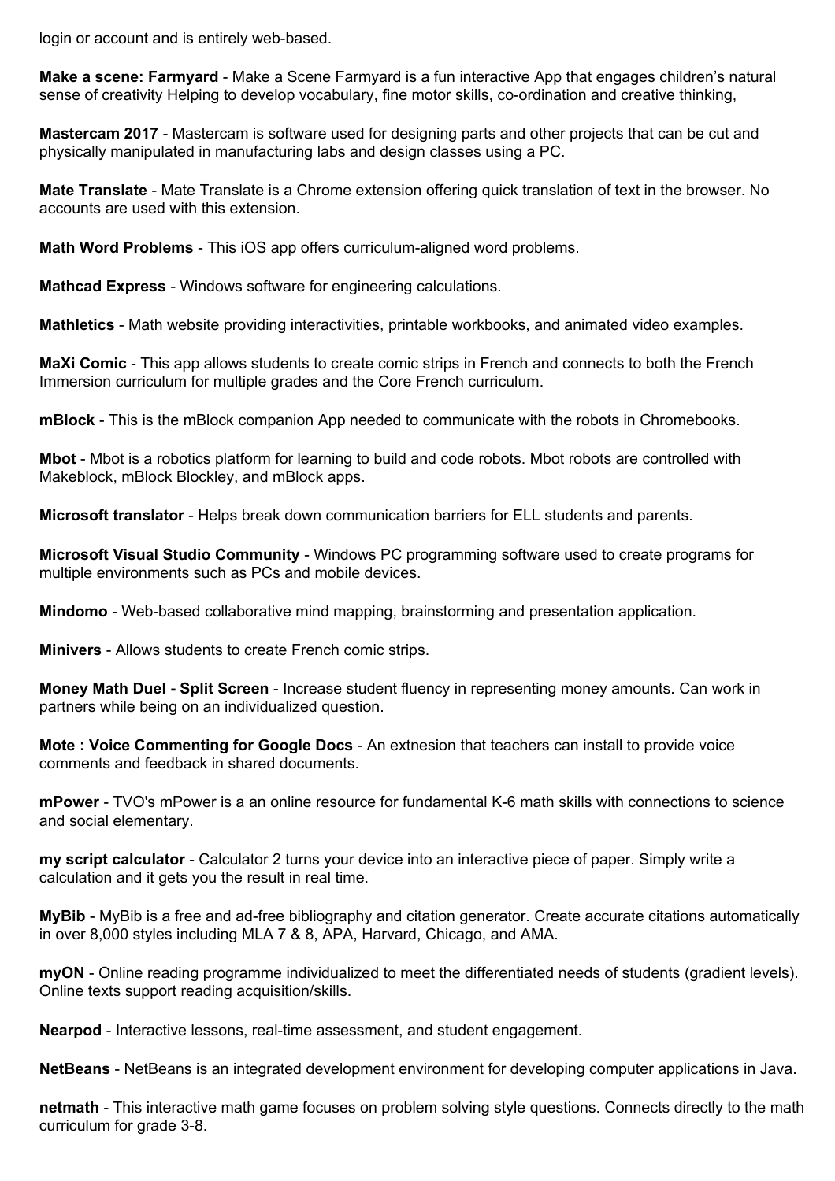login or account and is entirely web-based.

**Make a scene: Farmyard** - Make a Scene Farmyard is a fun interactive App that engages children's natural sense of creativity Helping to develop vocabulary, fine motor skills, co-ordination and creative thinking,

**Mastercam 2017** - Mastercam is software used for designing parts and other projects that can be cut and physically manipulated in manufacturing labs and design classes using a PC.

**Mate Translate** - Mate Translate is a Chrome extension offering quick translation of text in the browser. No accounts are used with this extension.

**Math Word Problems** - This iOS app offers curriculum-aligned word problems.

**Mathcad Express** - Windows software for engineering calculations.

**Mathletics** - Math website providing interactivities, printable workbooks, and animated video examples.

**MaXi Comic** - This app allows students to create comic strips in French and connects to both the French Immersion curriculum for multiple grades and the Core French curriculum.

**mBlock** - This is the mBlock companion App needed to communicate with the robots in Chromebooks.

**Mbot** - Mbot is a robotics platform for learning to build and code robots. Mbot robots are controlled with Makeblock, mBlock Blockley, and mBlock apps.

**Microsoft translator** - Helps break down communication barriers for ELL students and parents.

**Microsoft Visual Studio Community** - Windows PC programming software used to create programs for multiple environments such as PCs and mobile devices.

**Mindomo** - Web-based collaborative mind mapping, brainstorming and presentation application.

**Minivers** - Allows students to create French comic strips.

**Money Math Duel - Split Screen** - Increase student fluency in representing money amounts. Can work in partners while being on an individualized question.

**Mote : Voice Commenting for Google Docs** - An extnesion that teachers can install to provide voice comments and feedback in shared documents.

**mPower** - TVO's mPower is a an online resource for fundamental K-6 math skills with connections to science and social elementary.

**my script calculator** - Calculator 2 turns your device into an interactive piece of paper. Simply write a calculation and it gets you the result in real time.

**MyBib** - MyBib is a free and ad-free bibliography and citation generator. Create accurate citations automatically in over 8,000 styles including MLA 7 & 8, APA, Harvard, Chicago, and AMA.

**myON** - Online reading programme individualized to meet the differentiated needs of students (gradient levels). Online texts support reading acquisition/skills.

**Nearpod** - Interactive lessons, real-time assessment, and student engagement.

**NetBeans** - NetBeans is an integrated development environment for developing computer applications in Java.

**netmath** - This interactive math game focuses on problem solving style questions. Connects directly to the math curriculum for grade 3-8.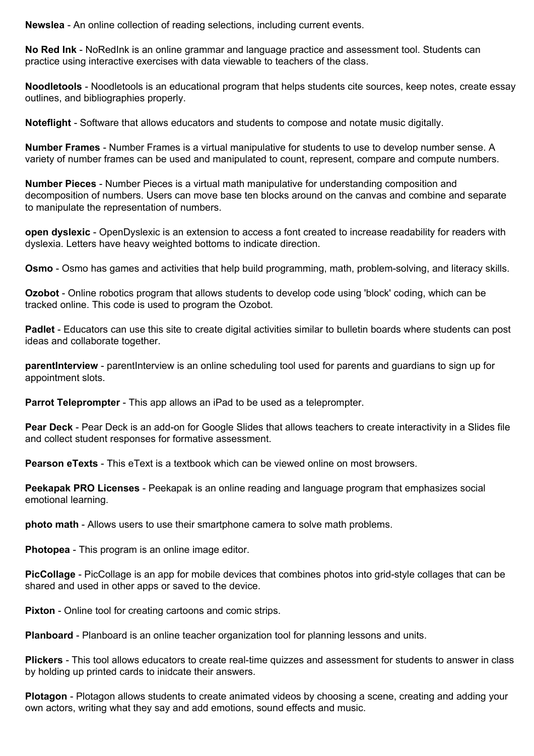**Newslea** - An online collection of reading selections, including current events.

**No Red Ink** - NoRedInk is an online grammar and language practice and assessment tool. Students can practice using interactive exercises with data viewable to teachers of the class.

**Noodletools** - Noodletools is an educational program that helps students cite sources, keep notes, create essay outlines, and bibliographies properly.

**Noteflight** - Software that allows educators and students to compose and notate music digitally.

**Number Frames** - Number Frames is a virtual manipulative for students to use to develop number sense. A variety of number frames can be used and manipulated to count, represent, compare and compute numbers.

**Number Pieces** - Number Pieces is a virtual math manipulative for understanding composition and decomposition of numbers. Users can move base ten blocks around on the canvas and combine and separate to manipulate the representation of numbers.

**open dyslexic** - OpenDyslexic is an extension to access a font created to increase readability for readers with dyslexia. Letters have heavy weighted bottoms to indicate direction.

**Osmo** - Osmo has games and activities that help build programming, math, problem-solving, and literacy skills.

**Ozobot** - Online robotics program that allows students to develop code using 'block' coding, which can be tracked online. This code is used to program the Ozobot.

**Padlet** - Educators can use this site to create digital activities similar to bulletin boards where students can post ideas and collaborate together.

**parentInterview** - parentInterview is an online scheduling tool used for parents and guardians to sign up for appointment slots.

**Parrot Teleprompter** - This app allows an iPad to be used as a teleprompter.

**Pear Deck** - Pear Deck is an add-on for Google Slides that allows teachers to create interactivity in a Slides file and collect student responses for formative assessment.

**Pearson eTexts** - This eText is a textbook which can be viewed online on most browsers.

**Peekapak PRO Licenses** - Peekapak is an online reading and language program that emphasizes social emotional learning.

**photo math** - Allows users to use their smartphone camera to solve math problems.

**Photopea** - This program is an online image editor.

**PicCollage** - PicCollage is an app for mobile devices that combines photos into grid-style collages that can be shared and used in other apps or saved to the device.

**Pixton** - Online tool for creating cartoons and comic strips.

**Planboard** - Planboard is an online teacher organization tool for planning lessons and units.

**Plickers** - This tool allows educators to create real-time quizzes and assessment for students to answer in class by holding up printed cards to inidcate their answers.

**Plotagon** - Plotagon allows students to create animated videos by choosing a scene, creating and adding your own actors, writing what they say and add emotions, sound effects and music.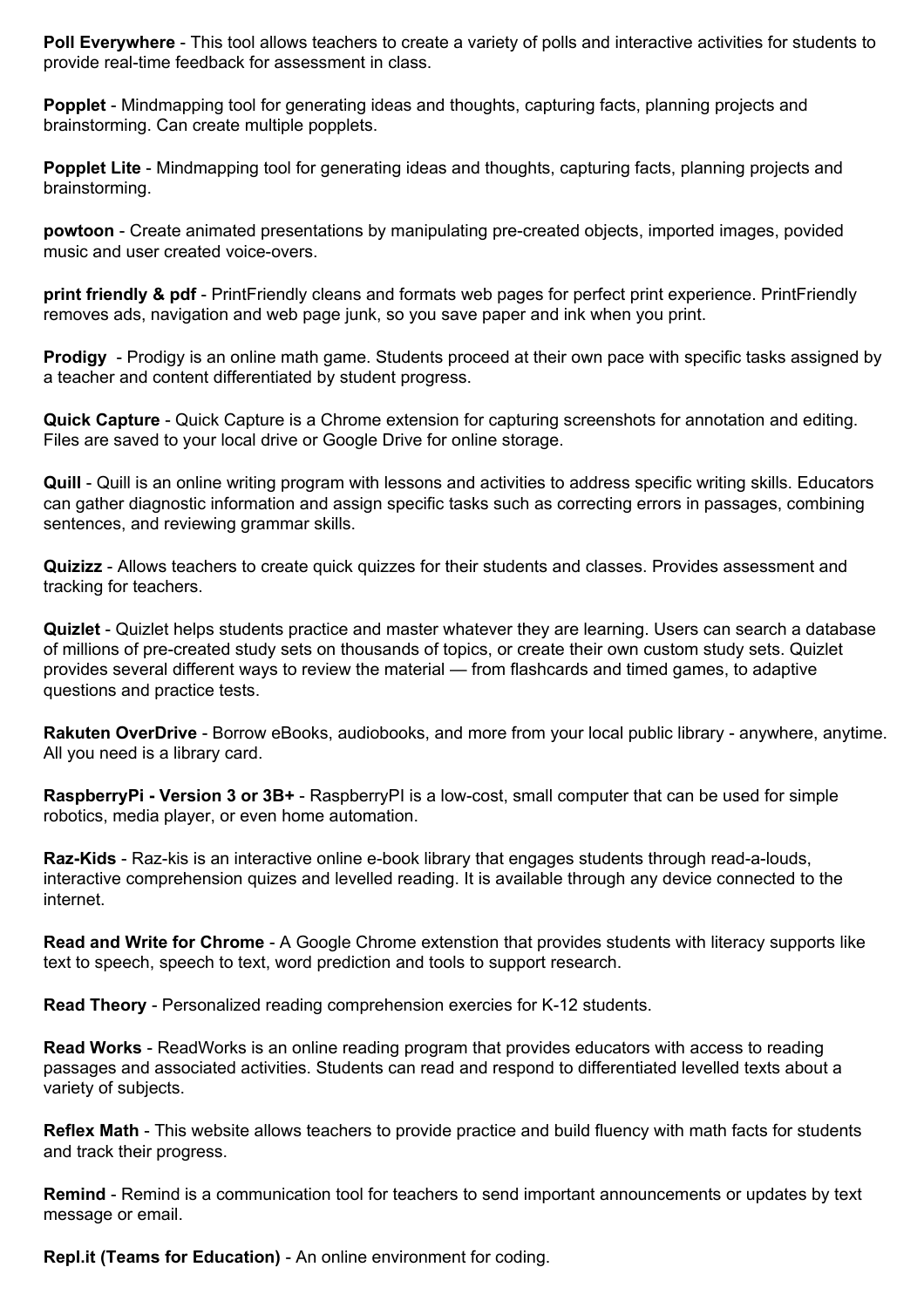**Poll Everywhere** - This tool allows teachers to create a variety of polls and interactive activities for students to provide real-time feedback for assessment in class.

**Popplet** - Mindmapping tool for generating ideas and thoughts, capturing facts, planning projects and brainstorming. Can create multiple popplets.

**Popplet Lite** - Mindmapping tool for generating ideas and thoughts, capturing facts, planning projects and brainstorming.

**powtoon** - Create animated presentations by manipulating pre-created objects, imported images, povided music and user created voice-overs.

**print friendly & pdf** - PrintFriendly cleans and formats web pages for perfect print experience. PrintFriendly removes ads, navigation and web page junk, so you save paper and ink when you print.

**Prodigy** - Prodigy is an online math game. Students proceed at their own pace with specific tasks assigned by a teacher and content differentiated by student progress.

**Quick Capture** - Quick Capture is a Chrome extension for capturing screenshots for annotation and editing. Files are saved to your local drive or Google Drive for online storage.

**Quill** - Quill is an online writing program with lessons and activities to address specific writing skills. Educators can gather diagnostic information and assign specific tasks such as correcting errors in passages, combining sentences, and reviewing grammar skills.

**Quizizz** - Allows teachers to create quick quizzes for their students and classes. Provides assessment and tracking for teachers.

**Quizlet** - Quizlet helps students practice and master whatever they are learning. Users can search a database of millions of pre-created study sets on thousands of topics, or create their own custom study sets. Quizlet provides several different ways to review the material — from flashcards and timed games, to adaptive questions and practice tests.

**Rakuten OverDrive** - Borrow eBooks, audiobooks, and more from your local public library - anywhere, anytime. All you need is a library card.

**RaspberryPi - Version 3 or 3B+** - RaspberryPI is a low-cost, small computer that can be used for simple robotics, media player, or even home automation.

**Raz-Kids** - Raz-kis is an interactive online e-book library that engages students through read-a-louds, interactive comprehension quizes and levelled reading. It is available through any device connected to the internet.

**Read and Write for Chrome** - A Google Chrome extenstion that provides students with literacy supports like text to speech, speech to text, word prediction and tools to support research.

**Read Theory** - Personalized reading comprehension exercies for K-12 students.

**Read Works** - ReadWorks is an online reading program that provides educators with access to reading passages and associated activities. Students can read and respond to differentiated levelled texts about a variety of subjects.

**Reflex Math** - This website allows teachers to provide practice and build fluency with math facts for students and track their progress.

**Remind** - Remind is a communication tool for teachers to send important announcements or updates by text message or email.

**Repl.it (Teams for Education)** - An online environment for coding.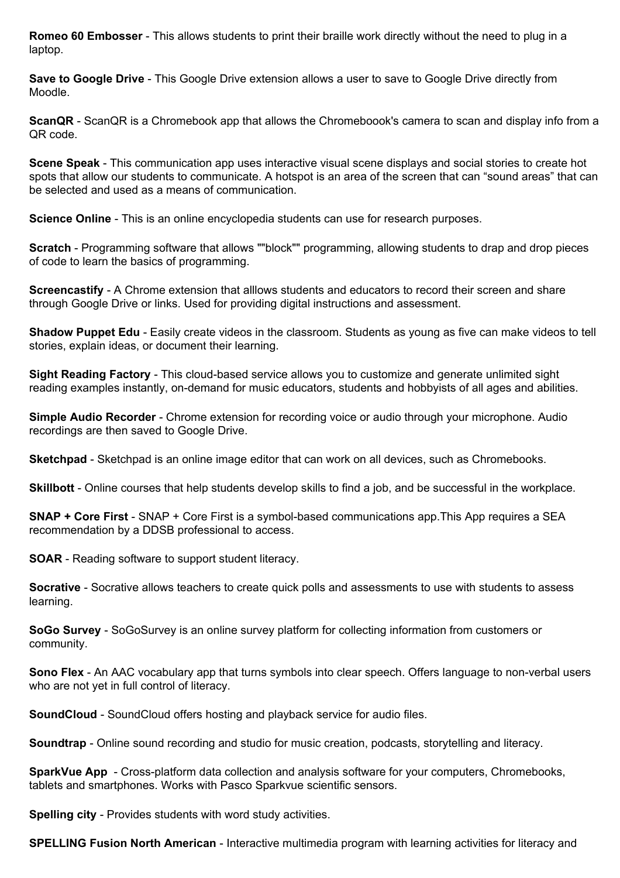**Romeo 60 Embosser** - This allows students to print their braille work directly without the need to plug in a laptop.

**Save to Google Drive** - This Google Drive extension allows a user to save to Google Drive directly from Moodle.

**ScanQR** - ScanQR is a Chromebook app that allows the Chromeboook's camera to scan and display info from a QR code.

**Scene Speak** - This communication app uses interactive visual scene displays and social stories to create hot spots that allow our students to communicate. A hotspot is an area of the screen that can "sound areas" that can be selected and used as a means of communication.

**Science Online** - This is an online encyclopedia students can use for research purposes.

**Scratch** - Programming software that allows ""block"" programming, allowing students to drap and drop pieces of code to learn the basics of programming.

**Screencastify** - A Chrome extension that alllows students and educators to record their screen and share through Google Drive or links. Used for providing digital instructions and assessment.

**Shadow Puppet Edu** - Easily create videos in the classroom. Students as young as five can make videos to tell stories, explain ideas, or document their learning.

**Sight Reading Factory** - This cloud-based service allows you to customize and generate unlimited sight reading examples instantly, on-demand for music educators, students and hobbyists of all ages and abilities.

**Simple Audio Recorder** - Chrome extension for recording voice or audio through your microphone. Audio recordings are then saved to Google Drive.

**Sketchpad** - Sketchpad is an online image editor that can work on all devices, such as Chromebooks.

**Skillbott** - Online courses that help students develop skills to find a job, and be successful in the workplace.

**SNAP + Core First** - SNAP + Core First is a symbol-based communications app.This App requires a SEA recommendation by a DDSB professional to access.

**SOAR** - Reading software to support student literacy.

**Socrative** - Socrative allows teachers to create quick polls and assessments to use with students to assess learning.

**SoGo Survey** - SoGoSurvey is an online survey platform for collecting information from customers or community.

**Sono Flex** - An AAC vocabulary app that turns symbols into clear speech. Offers language to non-verbal users who are not yet in full control of literacy.

**SoundCloud** - SoundCloud offers hosting and playback service for audio files.

**Soundtrap** - Online sound recording and studio for music creation, podcasts, storytelling and literacy.

**SparkVue App** - Cross-platform data collection and analysis software for your computers, Chromebooks, tablets and smartphones. Works with Pasco Sparkvue scientific sensors.

**Spelling city** - Provides students with word study activities.

**SPELLING Fusion North American** - Interactive multimedia program with learning activities for literacy and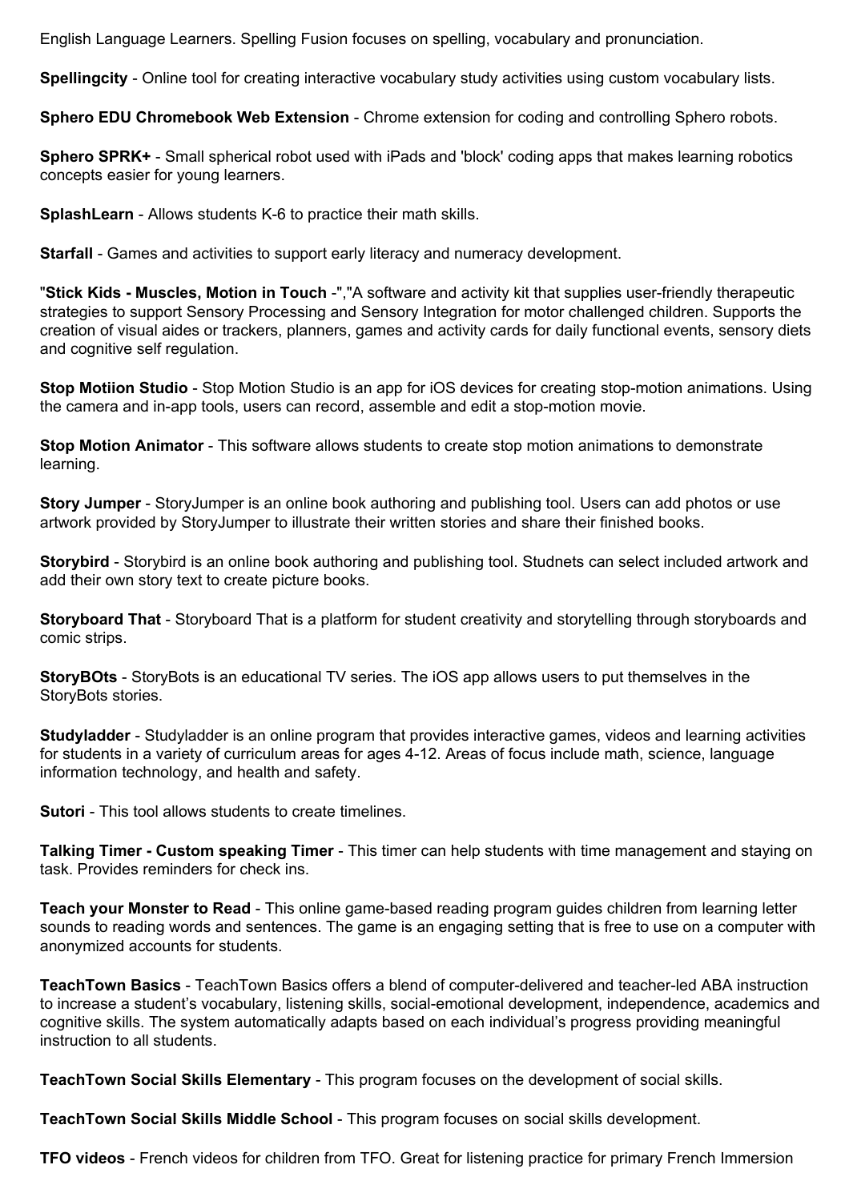English Language Learners. Spelling Fusion focuses on spelling, vocabulary and pronunciation.

**Spellingcity** - Online tool for creating interactive vocabulary study activities using custom vocabulary lists.

**Sphero EDU Chromebook Web Extension** - Chrome extension for coding and controlling Sphero robots.

**Sphero SPRK+** - Small spherical robot used with iPads and 'block' coding apps that makes learning robotics concepts easier for young learners.

**SplashLearn** - Allows students K-6 to practice their math skills.

**Starfall** - Games and activities to support early literacy and numeracy development.

"**Stick Kids - Muscles, Motion in Touch** -","A software and activity kit that supplies user-friendly therapeutic strategies to support Sensory Processing and Sensory Integration for motor challenged children. Supports the creation of visual aides or trackers, planners, games and activity cards for daily functional events, sensory diets and cognitive self regulation.

**Stop Motiion Studio** - Stop Motion Studio is an app for iOS devices for creating stop-motion animations. Using the camera and in-app tools, users can record, assemble and edit a stop-motion movie.

**Stop Motion Animator** - This software allows students to create stop motion animations to demonstrate learning.

**Story Jumper** - StoryJumper is an online book authoring and publishing tool. Users can add photos or use artwork provided by StoryJumper to illustrate their written stories and share their finished books.

**Storybird** - Storybird is an online book authoring and publishing tool. Studnets can select included artwork and add their own story text to create picture books.

**Storyboard That** - Storyboard That is a platform for student creativity and storytelling through storyboards and comic strips.

**StoryBOts** - StoryBots is an educational TV series. The iOS app allows users to put themselves in the StoryBots stories.

**Studyladder** - Studyladder is an online program that provides interactive games, videos and learning activities for students in a variety of curriculum areas for ages 4-12. Areas of focus include math, science, language information technology, and health and safety.

**Sutori** - This tool allows students to create timelines.

**Talking Timer - Custom speaking Timer** - This timer can help students with time management and staying on task. Provides reminders for check ins.

**Teach your Monster to Read** - This online game-based reading program guides children from learning letter sounds to reading words and sentences. The game is an engaging setting that is free to use on a computer with anonymized accounts for students.

**TeachTown Basics** - TeachTown Basics offers a blend of computer-delivered and teacher-led ABA instruction to increase a student's vocabulary, listening skills, social-emotional development, independence, academics and cognitive skills. The system automatically adapts based on each individual's progress providing meaningful instruction to all students.

**TeachTown Social Skills Elementary** - This program focuses on the development of social skills.

**TeachTown Social Skills Middle School** - This program focuses on social skills development.

**TFO videos** - French videos for children from TFO. Great for listening practice for primary French Immersion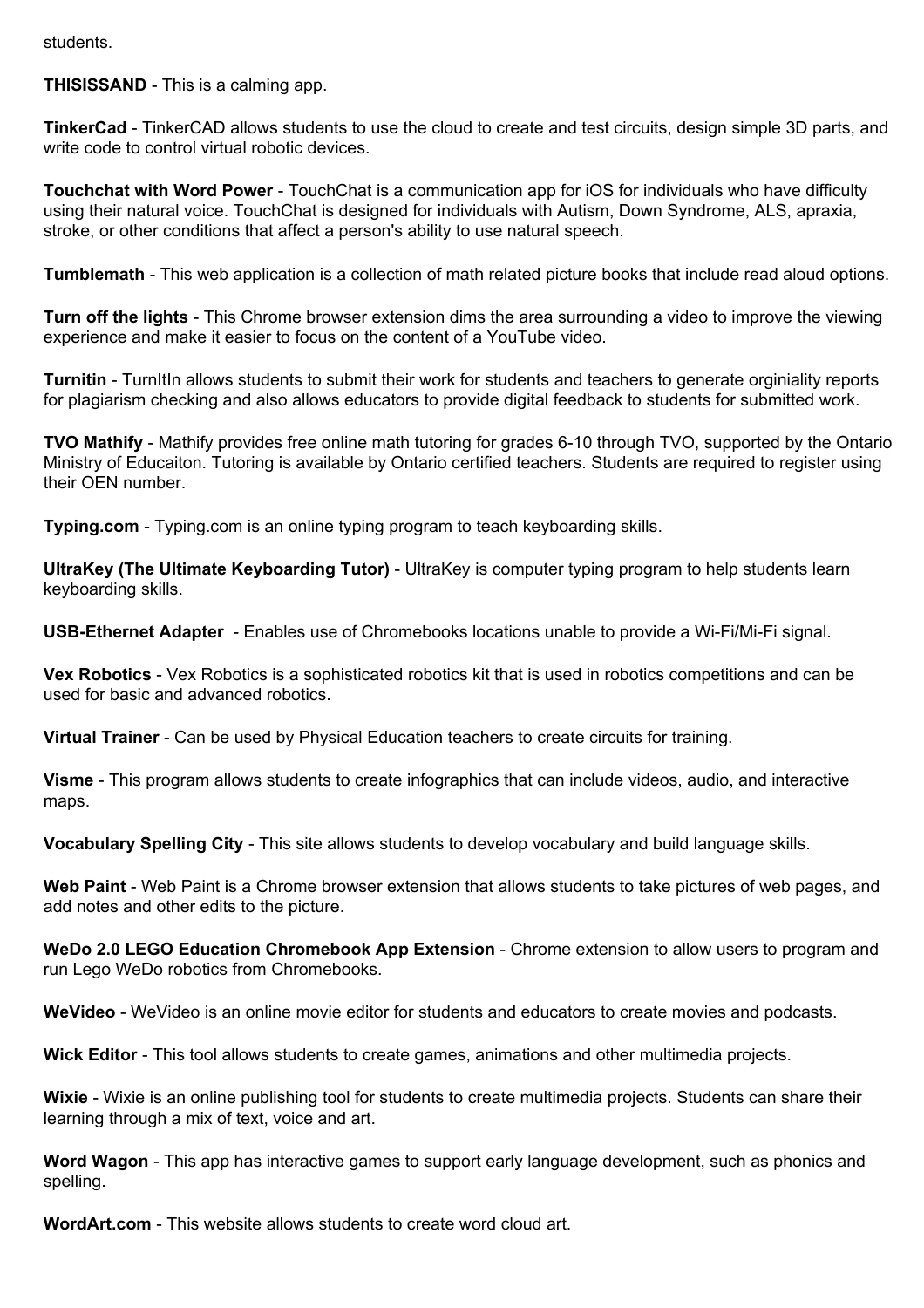students.

**THISISSAND** - This is a calming app.

**TinkerCad** - TinkerCAD allows students to use the cloud to create and test circuits, design simple 3D parts, and write code to control virtual robotic devices.

**Touchchat with Word Power** - TouchChat is a communication app for iOS for individuals who have difficulty using their natural voice. TouchChat is designed for individuals with Autism, Down Syndrome, ALS, apraxia, stroke, or other conditions that affect a person's ability to use natural speech.

**Tumblemath** - This web application is a collection of math related picture books that include read aloud options.

**Turn off the lights** - This Chrome browser extension dims the area surrounding a video to improve the viewing experience and make it easier to focus on the content of a YouTube video.

**Turnitin** - TurnItIn allows students to submit their work for students and teachers to generate orginiality reports for plagiarism checking and also allows educators to provide digital feedback to students for submitted work.

**TVO Mathify** - Mathify provides free online math tutoring for grades 6-10 through TVO, supported by the Ontario Ministry of Educaiton. Tutoring is available by Ontario certified teachers. Students are required to register using their OEN number.

**Typing.com** - Typing.com is an online typing program to teach keyboarding skills.

**UltraKey (The Ultimate Keyboarding Tutor)** - UltraKey is computer typing program to help students learn keyboarding skills.

**USB-Ethernet Adapter** - Enables use of Chromebooks locations unable to provide a Wi-Fi/Mi-Fi signal.

**Vex Robotics** - Vex Robotics is a sophisticated robotics kit that is used in robotics competitions and can be used for basic and advanced robotics.

**Virtual Trainer** - Can be used by Physical Education teachers to create circuits for training.

**Visme** - This program allows students to create infographics that can include videos, audio, and interactive maps.

**Vocabulary Spelling City** - This site allows students to develop vocabulary and build language skills.

**Web Paint** - Web Paint is a Chrome browser extension that allows students to take pictures of web pages, and add notes and other edits to the picture.

**WeDo 2.0 LEGO Education Chromebook App Extension** - Chrome extension to allow users to program and run Lego WeDo robotics from Chromebooks.

**WeVideo** - WeVideo is an online movie editor for students and educators to create movies and podcasts.

**Wick Editor** - This tool allows students to create games, animations and other multimedia projects.

**Wixie** - Wixie is an online publishing tool for students to create multimedia projects. Students can share their learning through a mix of text, voice and art.

**Word Wagon** - This app has interactive games to support early language development, such as phonics and spelling.

**WordArt.com** - This website allows students to create word cloud art.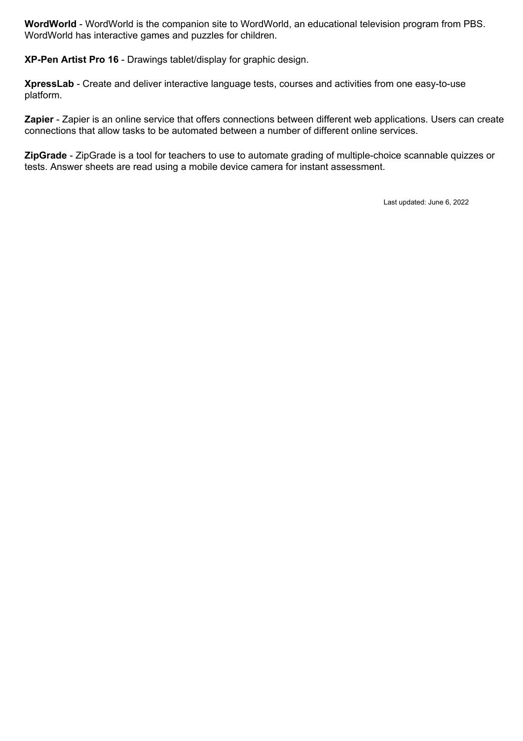**WordWorld** - WordWorld is the companion site to WordWorld, an educational television program from PBS. WordWorld has interactive games and puzzles for children.

**XP-Pen Artist Pro 16** - Drawings tablet/display for graphic design.

**XpressLab** - Create and deliver interactive language tests, courses and activities from one easy-to-use platform.

**Zapier** - Zapier is an online service that offers connections between different web applications. Users can create connections that allow tasks to be automated between a number of different online services.

**ZipGrade** - ZipGrade is a tool for teachers to use to automate grading of multiple-choice scannable quizzes or tests. Answer sheets are read using a mobile device camera for instant assessment.

Last updated: June 6, 2022